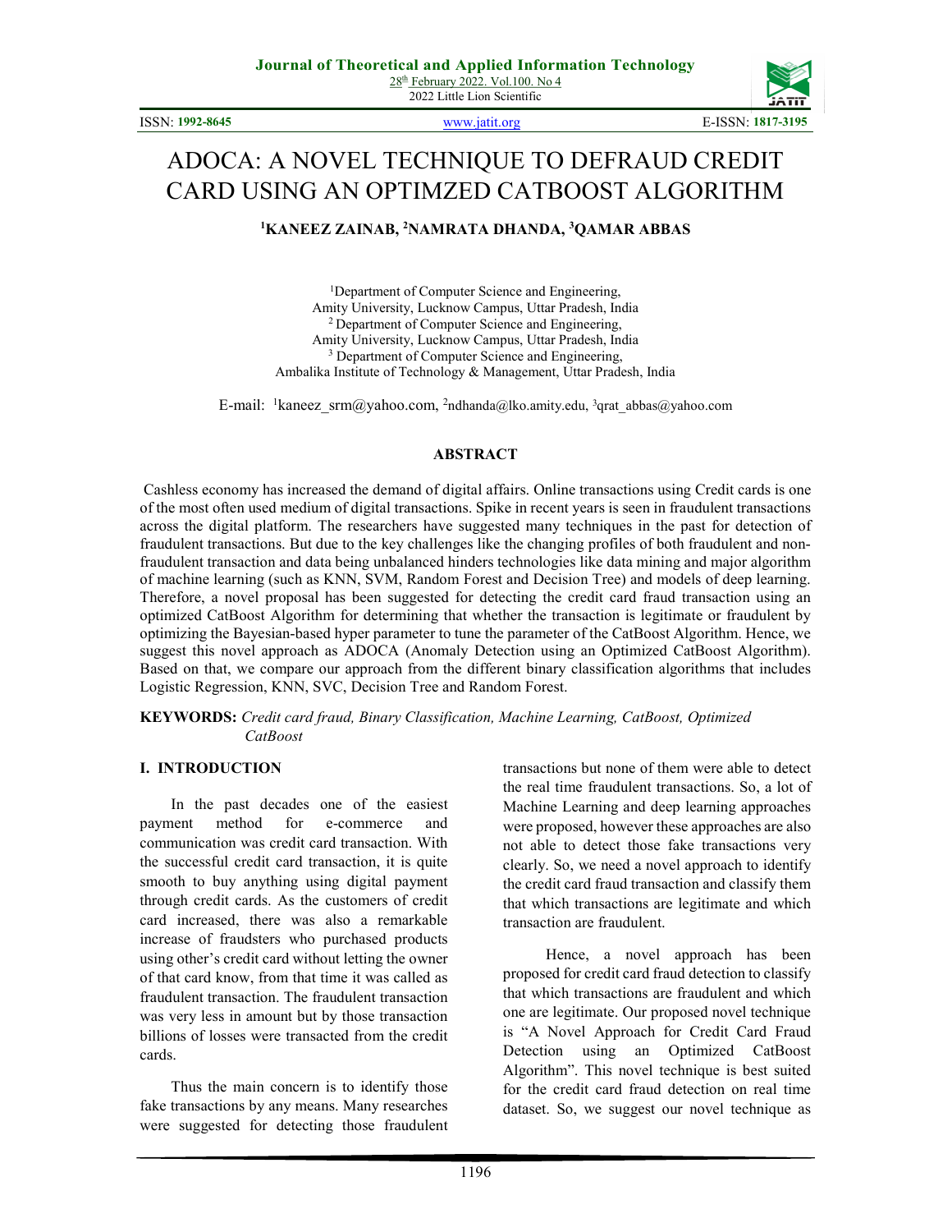# ADOCA: A NOVEL TECHNIQUE TO DEFRAUD CREDIT CARD USING AN OPTIMZED CATBOOST ALGORITHM

**[1]KANEEZ ZAINAB, [2]NAMRATA DHANDA, [3]QAMAR ABBAS**

[1]Department of Computer Science and Engineering, Amity University, Lucknow Campus, Uttar Pradesh, India
[2] Department of Computer Science and Engineering, Amity University, Lucknow Campus, Uttar Pradesh, India
[3] Department of Computer Science and Engineering, Ambalika Institute of Technology & Management, Uttar Pradesh, India

E-mail: [1]kaneez_srm@yahoo.com, [2]ndhanda@lko.amity.edu, [3]qrat_abbas@yahoo.com

## ABSTRACT

Cashless economy has increased the demand of digital affairs. Online transactions using Credit cards is one of the most often used medium of digital transactions. Spike in recent years is seen in fraudulent transactions across the digital platform. The researchers have suggested many techniques in the past for detection of fraudulent transactions. But due to the key challenges like the changing profiles of both fraudulent and non-fraudulent transaction and data being unbalanced hinders technologies like data mining and major algorithm of machine learning (such as KNN, SVM, Random Forest and Decision Tree) and models of deep learning. Therefore, a novel proposal has been suggested for detecting the credit card fraud transaction using an optimized CatBoost Algorithm for determining that whether the transaction is legitimate or fraudulent by optimizing the Bayesian-based hyper parameter to tune the parameter of the CatBoost Algorithm. Hence, we suggest this novel approach as ADOCA (Anomaly Detection using an Optimized CatBoost Algorithm). Based on that, we compare our approach from the different binary classification algorithms that includes Logistic Regression, KNN, SVC, Decision Tree and Random Forest.

**KEYWORDS:** *Credit card fraud, Binary Classification, Machine Learning, CatBoost, Optimized CatBoost*

## I. INTRODUCTION

In the past decades one of the easiest payment method for e-commerce and communication was credit card transaction. With the successful credit card transaction, it is quite smooth to buy anything using digital payment through credit cards. As the customers of credit card increased, there was also a remarkable increase of fraudsters who purchased products using other's credit card without letting the owner of that card know, from that time it was called as fraudulent transaction. The fraudulent transaction was very less in amount but by those transaction billions of losses were transacted from the credit cards.

Thus the main concern is to identify those fake transactions by any means. Many researches were suggested for detecting those fraudulent transactions but none of them were able to detect the real time fraudulent transactions. So, a lot of Machine Learning and deep learning approaches were proposed, however these approaches are also not able to detect those fake transactions very clearly. So, we need a novel approach to identify the credit card fraud transaction and classify them that which transactions are legitimate and which transaction are fraudulent.

Hence, a novel approach has been proposed for credit card fraud detection to classify that which transactions are fraudulent and which one are legitimate. Our proposed novel technique is "A Novel Approach for Credit Card Fraud Detection using an Optimized CatBoost Algorithm". This novel technique is best suited for the credit card fraud detection on real time dataset. So, we suggest our novel technique as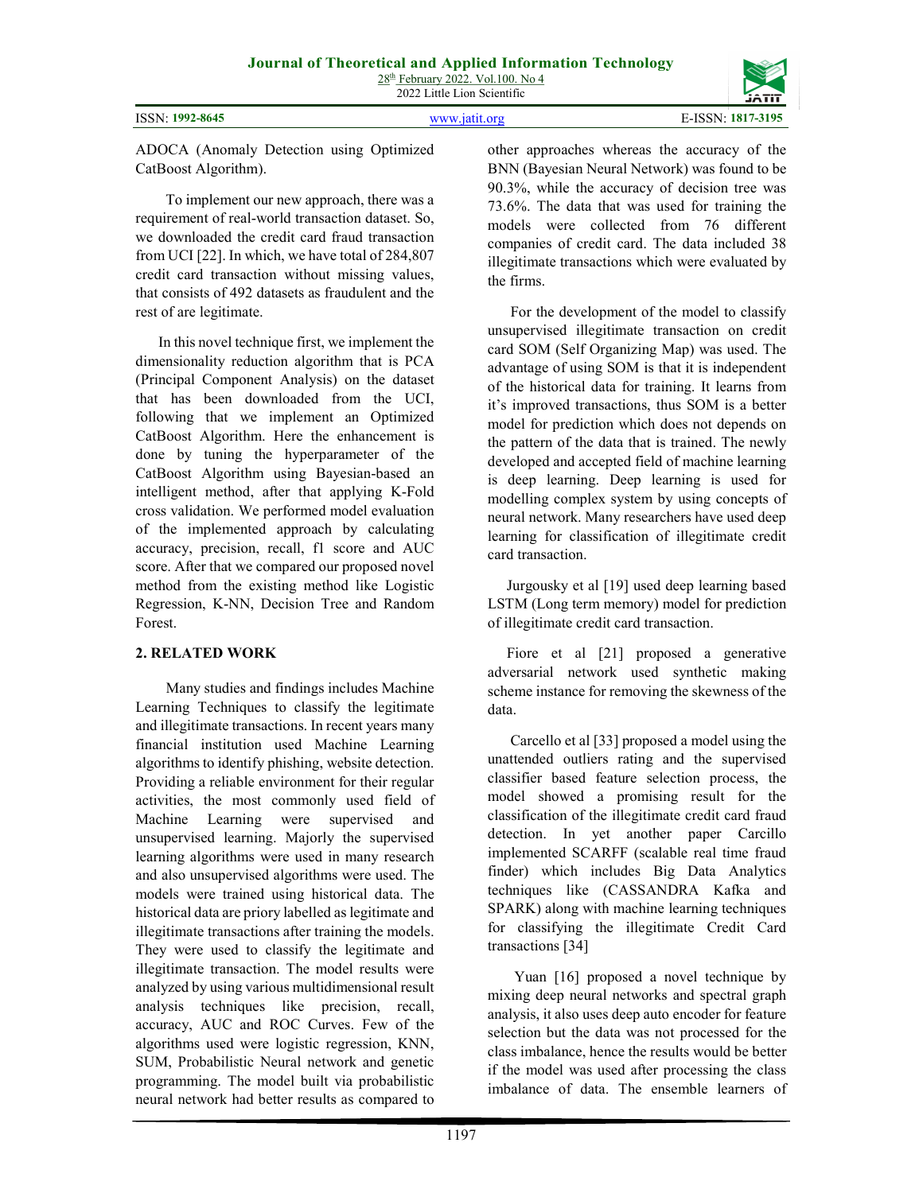ADOCA (Anomaly Detection using Optimized CatBoost Algorithm).

To implement our new approach, there was a requirement of real-world transaction dataset. So, we downloaded the credit card fraud transaction from UCI [22]. In which, we have total of 284,807 credit card transaction without missing values, that consists of 492 datasets as fraudulent and the rest of are legitimate.

In this novel technique first, we implement the dimensionality reduction algorithm that is PCA (Principal Component Analysis) on the dataset that has been downloaded from the UCI, following that we implement an Optimized CatBoost Algorithm. Here the enhancement is done by tuning the hyperparameter of the CatBoost Algorithm using Bayesian-based an intelligent method, after that applying K-Fold cross validation. We performed model evaluation of the implemented approach by calculating accuracy, precision, recall, f1 score and AUC score. After that we compared our proposed novel method from the existing method like Logistic Regression, K-NN, Decision Tree and Random Forest.

## 2. RELATED WORK

Many studies and findings includes Machine Learning Techniques to classify the legitimate and illegitimate transactions. In recent years many financial institution used Machine Learning algorithms to identify phishing, website detection. Providing a reliable environment for their regular activities, the most commonly used field of Machine Learning were supervised and unsupervised learning. Majorly the supervised learning algorithms were used in many research and also unsupervised algorithms were used. The models were trained using historical data. The historical data are priory labelled as legitimate and illegitimate transactions after training the models. They were used to classify the legitimate and illegitimate transaction. The model results were analyzed by using various multidimensional result analysis techniques like precision, recall, accuracy, AUC and ROC Curves. Few of the algorithms used were logistic regression, KNN, SUM, Probabilistic Neural network and genetic programming. The model built via probabilistic neural network had better results as compared to other approaches whereas the accuracy of the BNN (Bayesian Neural Network) was found to be 90.3%, while the accuracy of decision tree was 73.6%. The data that was used for training the models were collected from 76 different companies of credit card. The data included 38 illegitimate transactions which were evaluated by the firms.

For the development of the model to classify unsupervised illegitimate transaction on credit card SOM (Self Organizing Map) was used. The advantage of using SOM is that it is independent of the historical data for training. It learns from it's improved transactions, thus SOM is a better model for prediction which does not depends on the pattern of the data that is trained. The newly developed and accepted field of machine learning is deep learning. Deep learning is used for modelling complex system by using concepts of neural network. Many researchers have used deep learning for classification of illegitimate credit card transaction.

Jurgousky et al [19] used deep learning based LSTM (Long term memory) model for prediction of illegitimate credit card transaction.

Fiore et al [21] proposed a generative adversarial network used synthetic making scheme instance for removing the skewness of the data.

Carcello et al [33] proposed a model using the unattended outliers rating and the supervised classifier based feature selection process, the model showed a promising result for the classification of the illegitimate credit card fraud detection. In yet another paper Carcillo implemented SCARFF (scalable real time fraud finder) which includes Big Data Analytics techniques like (CASSANDRA Kafka and SPARK) along with machine learning techniques for classifying the illegitimate Credit Card transactions [34]

Yuan [16] proposed a novel technique by mixing deep neural networks and spectral graph analysis, it also uses deep auto encoder for feature selection but the data was not processed for the class imbalance, hence the results would be better if the model was used after processing the class imbalance of data. The ensemble learners of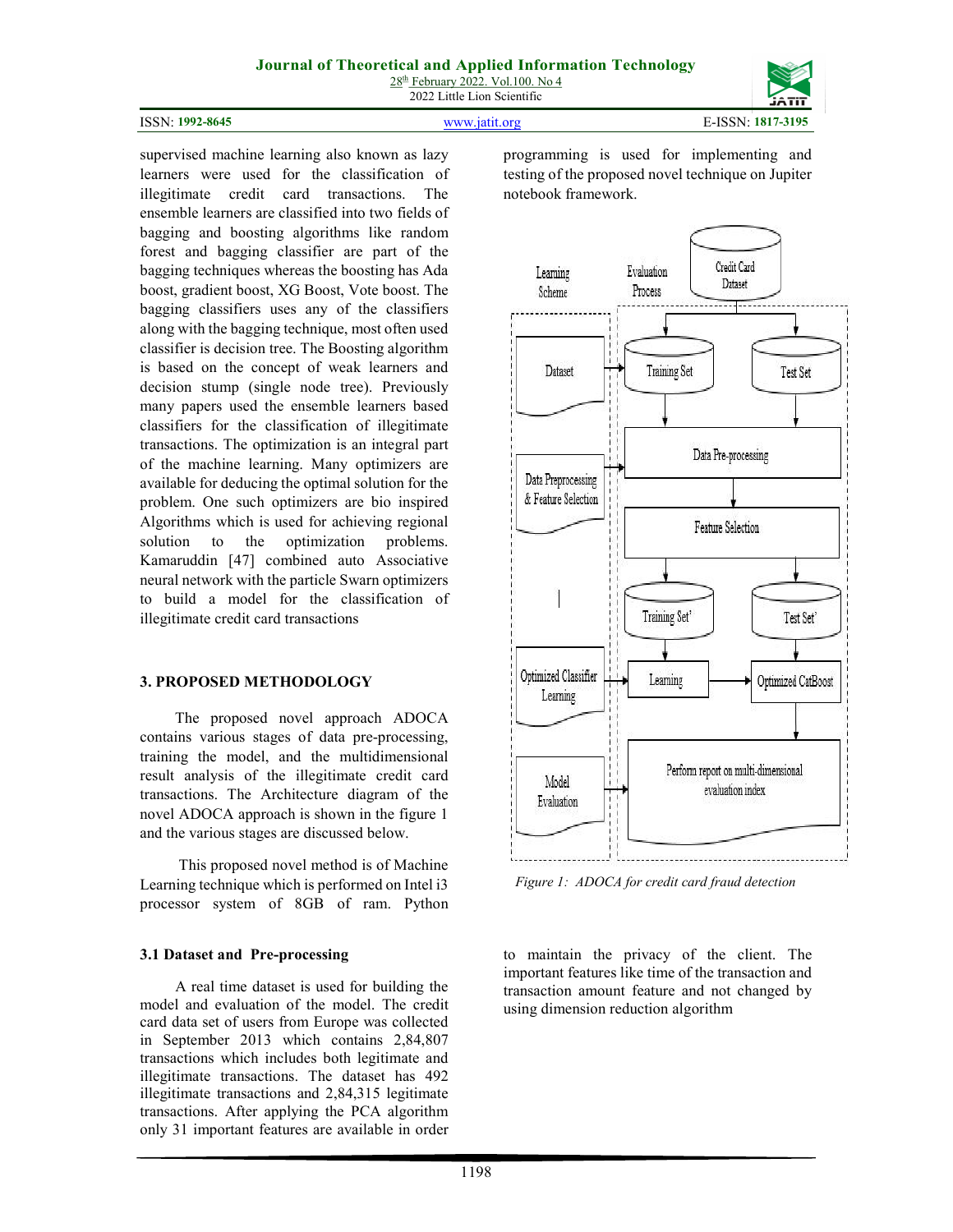supervised machine learning also known as lazy learners were used for the classification of illegitimate credit card transactions. The ensemble learners are classified into two fields of bagging and boosting algorithms like random forest and bagging classifier are part of the bagging techniques whereas the boosting has Ada boost, gradient boost, XG Boost, Vote boost. The bagging classifiers uses any of the classifiers along with the bagging technique, most often used classifier is decision tree. The Boosting algorithm is based on the concept of weak learners and decision stump (single node tree). Previously many papers used the ensemble learners based classifiers for the classification of illegitimate transactions. The optimization is an integral part of the machine learning. Many optimizers are available for deducing the optimal solution for the problem. One such optimizers are bio inspired Algorithms which is used for achieving regional solution to the optimization problems. Kamaruddin [47] combined auto Associative neural network with the particle Swarn optimizers to build a model for the classification of illegitimate credit card transactions

## 3. PROPOSED METHODOLOGY

The proposed novel approach ADOCA contains various stages of data pre-processing, training the model, and the multidimensional result analysis of the illegitimate credit card transactions. The Architecture diagram of the novel ADOCA approach is shown in the figure 1 and the various stages are discussed below.

This proposed novel method is of Machine Learning technique which is performed on Intel i3 processor system of 8GB of ram. Python programming is used for implementing and testing of the proposed novel technique on Jupiter notebook framework.

*Figure 1: ADOCA for credit card fraud detection*

### 3.1 Dataset and Pre-processing

A real time dataset is used for building the model and evaluation of the model. The credit card data set of users from Europe was collected in September 2013 which contains 2,84,807 transactions which includes both legitimate and illegitimate transactions. The dataset has 492 illegitimate transactions and 2,84,315 legitimate transactions. After applying the PCA algorithm only 31 important features are available in order to maintain the privacy of the client. The important features like time of the transaction and transaction amount feature and not changed by using dimension reduction algorithm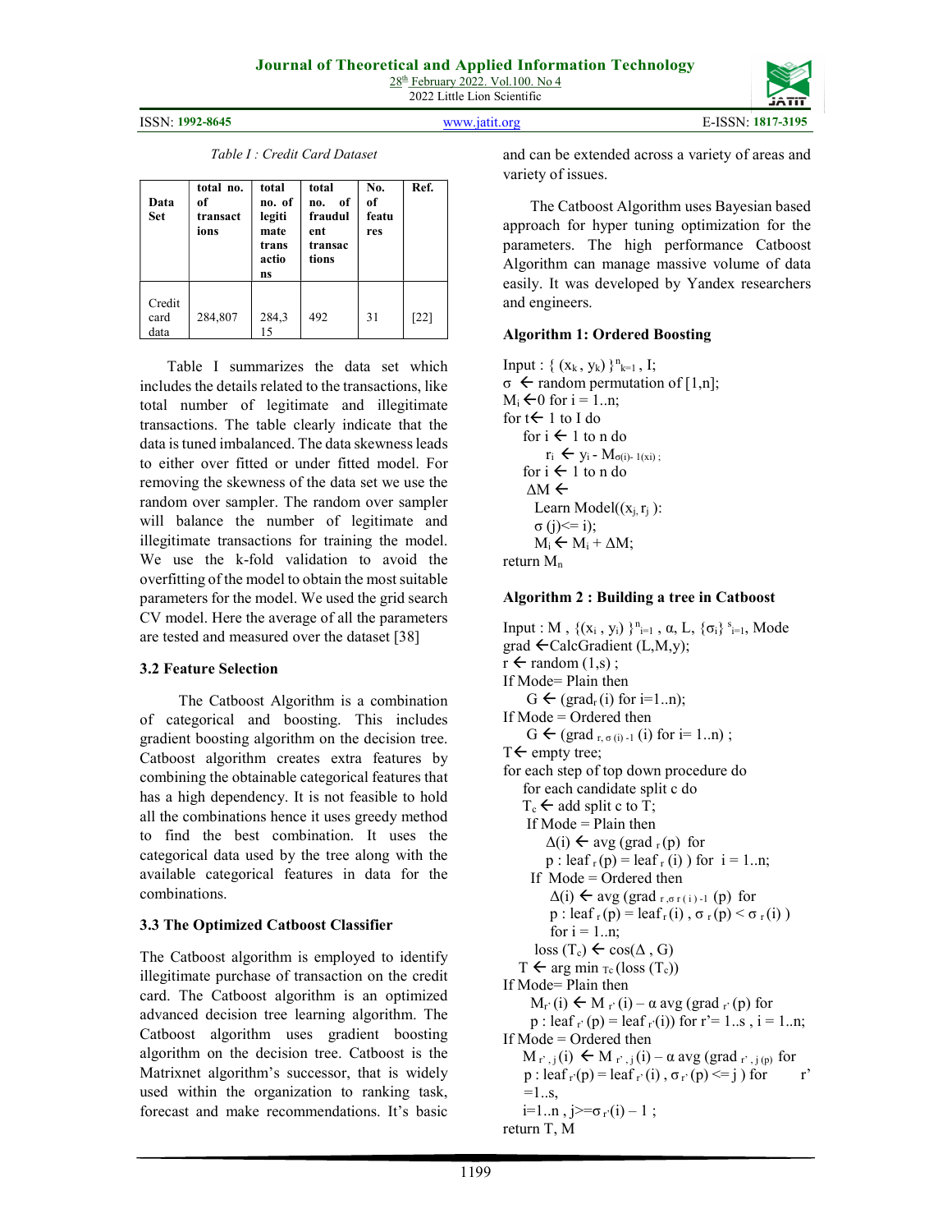*Table I : Credit Card Dataset*

| Data Set | total no. of transactions | total no. of legitimate transactions | total no. of fraudulent transactions | No. of features | Ref. |
|---|---|---|---|---|---|
| Credit card data | 284,807 | 284,315 | 492 | 31 | [22] |

Table I summarizes the data set which includes the details related to the transactions, like total number of legitimate and illegitimate transactions. The table clearly indicate that the data is tuned imbalanced. The data skewness leads to either over fitted or under fitted model. For removing the skewness of the data set we use the random over sampler. The random over sampler will balance the number of legitimate and illegitimate transactions for training the model. We use the k-fold validation to avoid the overfitting of the model to obtain the most suitable parameters for the model. We used the grid search CV model. Here the average of all the parameters are tested and measured over the dataset [38]

### 3.2 Feature Selection

The Catboost Algorithm is a combination of categorical and boosting. This includes gradient boosting algorithm on the decision tree. Catboost algorithm creates extra features by combining the obtainable categorical features that has a high dependency. It is not feasible to hold all the combinations hence it uses greedy method to find the best combination. It uses the categorical data used by the tree along with the available categorical features in data for the combinations.

### 3.3 The Optimized Catboost Classifier

The Catboost algorithm is employed to identify illegitimate purchase of transaction on the credit card. The Catboost algorithm is an optimized advanced decision tree learning algorithm. The Catboost algorithm uses gradient boosting algorithm on the decision tree. Catboost is the Matrixnet algorithm's successor, that is widely used within the organization to ranking task, forecast and make recommendations. It's basic and can be extended across a variety of areas and variety of issues.

The Catboost Algorithm uses Bayesian based approach for hyper tuning optimization for the parameters. The high performance Catboost Algorithm can manage massive volume of data easily. It was developed by Yandex researchers and engineers.

**Algorithm 1: Ordered Boosting**

Input : $\{ (x_k , y_k) \}^n_{k=1}$ , I;
$\sigma \leftarrow$ random permutation of [1,n];
$M_i \leftarrow 0$ for i = 1..n;
for t $\leftarrow$ 1 to I do
  for i $\leftarrow$ 1 to n do
    $r_i \leftarrow y_i - M_{\sigma(i)-1}(x_i)$ ;
  for i $\leftarrow$ 1 to n do
  $\Delta M \leftarrow$
   Learn Model($(x_j, r_j)$ :
   $\sigma(j) <= i$);
   $M_i \leftarrow M_i + \Delta M$;
return $M_n$

**Algorithm 2 : Building a tree in Catboost**

Input : M , $\{(x_i , y_i) \}^n_{i=1}$ , α, L, $\{\sigma_i\}^s_{i=1}$, Mode
grad $\leftarrow$CalcGradient (L,M,y);
r $\leftarrow$ random (1,s) ;
If Mode= Plain then
  G $\leftarrow$ ($grad_r(i)$ for i=1..n);
If Mode = Ordered then
  G $\leftarrow$ ($grad_{r,\sigma(i)-1}(i)$ for i= 1..n) ;
T$\leftarrow$ empty tree;
for each step of top down procedure do
  for each candidate split c do
  $T_c \leftarrow$ add split c to T;
  If Mode = Plain then
    $\Delta(i) \leftarrow$ avg ($grad_r(p)$ for
    p : $leaf_r(p) = leaf_r(i)$ ) for i = 1..n;
  If Mode = Ordered then
    $\Delta(i) \leftarrow$ avg ($grad_{r,\sigma r(i)-1}(p)$ for
    p : $leaf_r(p) = leaf_r(i)$ , $\sigma_r(p) < \sigma_r(i)$ )
    for i = 1..n;
  loss ($T_c$) $\leftarrow$ cos($\Delta$ , G)
  T $\leftarrow$ arg $\min_{T_c}$ (loss ($T_c$))
If Mode= Plain then
  $M_{r'}(i) \leftarrow M_{r'}(i) - \alpha$ avg ($grad_{r'}(p)$ for
  p : $leaf_{r'}(p) = leaf_{r'}(i)$) for r'= 1..s , i = 1..n;
If Mode = Ordered then
  $M_{r',j}(i) \leftarrow M_{r',j}(i) - \alpha$ avg ($grad_{r',j(p)}$ for
  p : $leaf_{r'}(p) = leaf_{r'}(i)$ , $\sigma_{r'}(p) <= j$ ) for r' =1..s,
  i=1..n , $j>=\sigma_{r'}(i) - 1$ ;
return T, M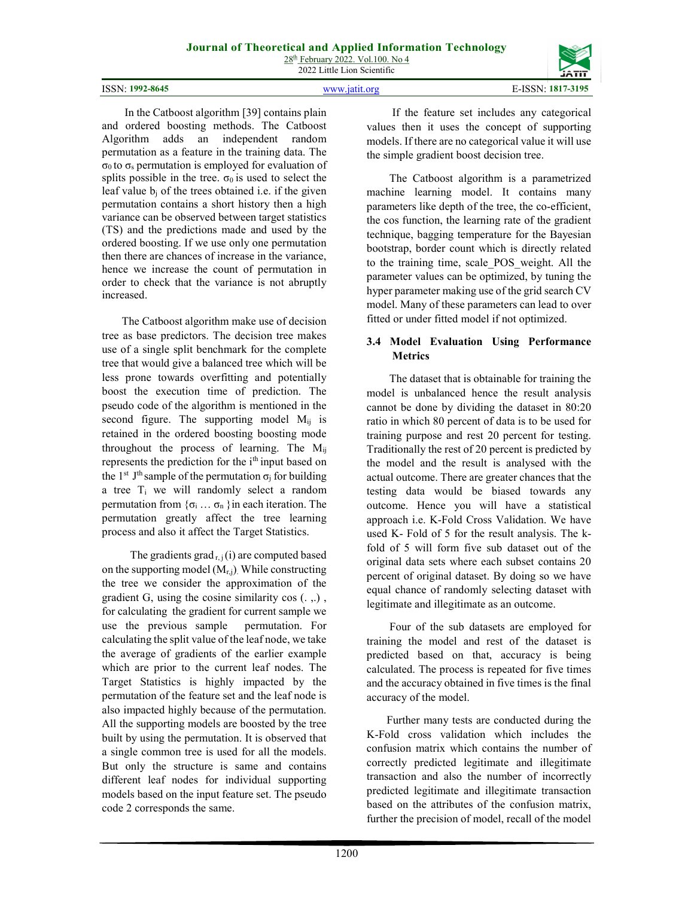In the Catboost algorithm [39] contains plain and ordered boosting methods. The Catboost Algorithm adds an independent random permutation as a feature in the training data. The $\sigma_0$ to $\sigma_s$ permutation is employed for evaluation of splits possible in the tree. $\sigma_0$ is used to select the leaf value $b_j$ of the trees obtained i.e. if the given permutation contains a short history then a high variance can be observed between target statistics (TS) and the predictions made and used by the ordered boosting. If we use only one permutation then there are chances of increase in the variance, hence we increase the count of permutation in order to check that the variance is not abruptly increased.

The Catboost algorithm make use of decision tree as base predictors. The decision tree makes use of a single split benchmark for the complete tree that would give a balanced tree which will be less prone towards overfitting and potentially boost the execution time of prediction. The pseudo code of the algorithm is mentioned in the second figure. The supporting model $M_{ij}$ is retained in the ordered boosting boosting mode throughout the process of learning. The $M_{ij}$ represents the prediction for the $i^{th}$ input based on the $1^{st}$ $J^{th}$ sample of the permutation $\sigma_j$ for building a tree $T_i$ we will randomly select a random permutation from $\{\sigma_i \ldots \sigma_n\}$ in each iteration. The permutation greatly affect the tree learning process and also it affect the Target Statistics.

The gradients $grad_{r,j}(i)$ are computed based on the supporting model $(M_{r,j})$. While constructing the tree we consider the approximation of the gradient G, using the cosine similarity cos (. ,.) , for calculating the gradient for current sample we use the previous sample permutation. For calculating the split value of the leaf node, we take the average of gradients of the earlier example which are prior to the current leaf nodes. The Target Statistics is highly impacted by the permutation of the feature set and the leaf node is also impacted highly because of the permutation. All the supporting models are boosted by the tree built by using the permutation. It is observed that a single common tree is used for all the models. But only the structure is same and contains different leaf nodes for individual supporting models based on the input feature set. The pseudo code 2 corresponds the same.

If the feature set includes any categorical values then it uses the concept of supporting models. If there are no categorical value it will use the simple gradient boost decision tree.

The Catboost algorithm is a parametrized machine learning model. It contains many parameters like depth of the tree, the co-efficient, the cos function, the learning rate of the gradient technique, bagging temperature for the Bayesian bootstrap, border count which is directly related to the training time, scale_POS_weight. All the parameter values can be optimized, by tuning the hyper parameter making use of the grid search CV model. Many of these parameters can lead to over fitted or under fitted model if not optimized.

### 3.4 Model Evaluation Using Performance Metrics

The dataset that is obtainable for training the model is unbalanced hence the result analysis cannot be done by dividing the dataset in 80:20 ratio in which 80 percent of data is to be used for training purpose and rest 20 percent for testing. Traditionally the rest of 20 percent is predicted by the model and the result is analysed with the actual outcome. There are greater chances that the testing data would be biased towards any outcome. Hence you will have a statistical approach i.e. K-Fold Cross Validation. We have used K- Fold of 5 for the result analysis. The k-fold of 5 will form five sub dataset out of the original data sets where each subset contains 20 percent of original dataset. By doing so we have equal chance of randomly selecting dataset with legitimate and illegitimate as an outcome.

Four of the sub datasets are employed for training the model and rest of the dataset is predicted based on that, accuracy is being calculated. The process is repeated for five times and the accuracy obtained in five times is the final accuracy of the model.

Further many tests are conducted during the K-Fold cross validation which includes the confusion matrix which contains the number of correctly predicted legitimate and illegitimate transaction and also the number of incorrectly predicted legitimate and illegitimate transaction based on the attributes of the confusion matrix, further the precision of model, recall of the model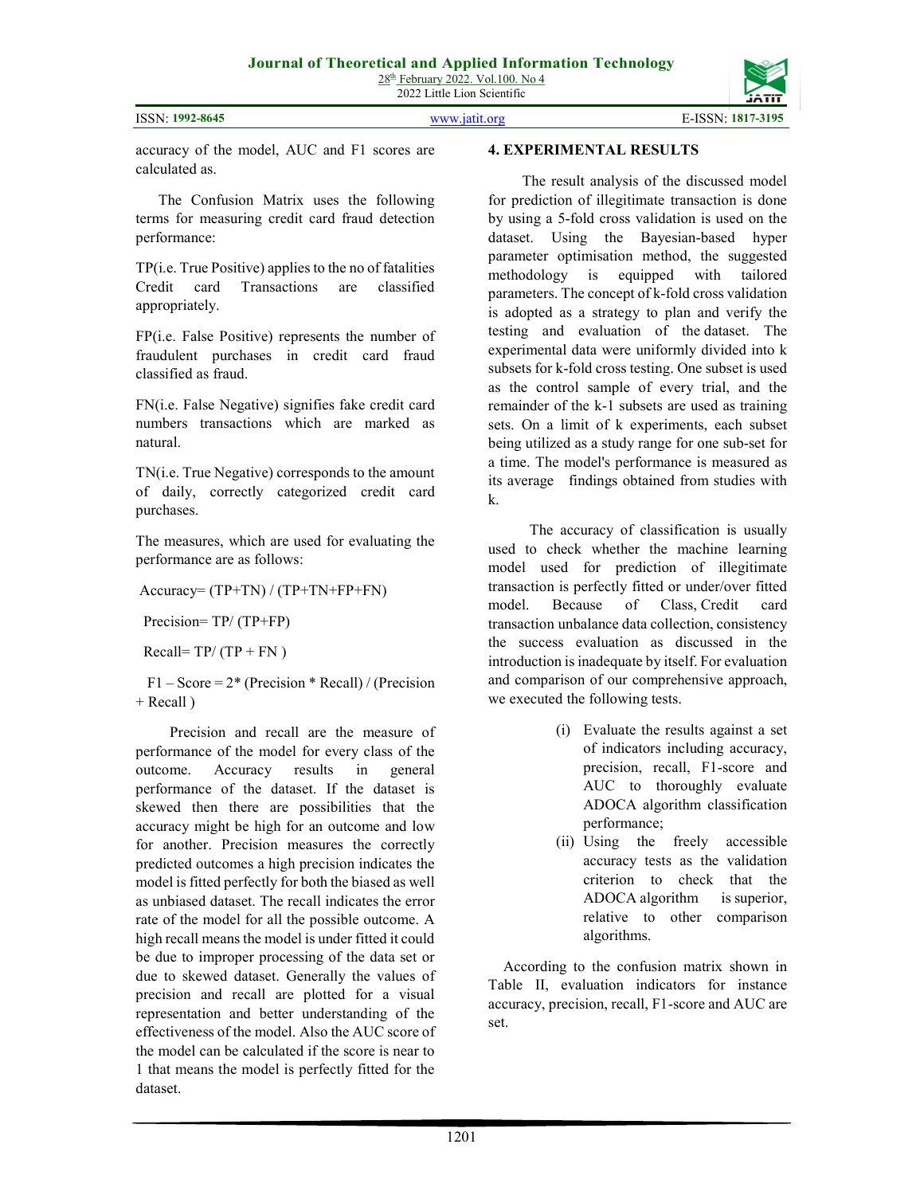accuracy of the model, AUC and F1 scores are calculated as.

The Confusion Matrix uses the following terms for measuring credit card fraud detection performance:

TP(i.e. True Positive) applies to the no of fatalities Credit card Transactions are classified appropriately.

FP(i.e. False Positive) represents the number of fraudulent purchases in credit card fraud classified as fraud.

FN(i.e. False Negative) signifies fake credit card numbers transactions which are marked as natural.

TN(i.e. True Negative) corresponds to the amount of daily, correctly categorized credit card purchases.

The measures, which are used for evaluating the performance are as follows:

$$\text{Accuracy} = (TP+TN) / (TP+TN+FP+FN)$$

$$\text{Precision} = TP / (TP+FP)$$

$$\text{Recall} = TP / (TP + FN)$$

$$\text{F1 – Score} = 2 * (\text{Precision} * \text{Recall}) / (\text{Precision} + \text{Recall})$$

Precision and recall are the measure of performance of the model for every class of the outcome. Accuracy results in general performance of the dataset. If the dataset is skewed then there are possibilities that the accuracy might be high for an outcome and low for another. Precision measures the correctly predicted outcomes a high precision indicates the model is fitted perfectly for both the biased as well as unbiased dataset. The recall indicates the error rate of the model for all the possible outcome. A high recall means the model is under fitted it could be due to improper processing of the data set or due to skewed dataset. Generally the values of precision and recall are plotted for a visual representation and better understanding of the effectiveness of the model. Also the AUC score of the model can be calculated if the score is near to 1 that means the model is perfectly fitted for the dataset.

## 4. EXPERIMENTAL RESULTS

The result analysis of the discussed model for prediction of illegitimate transaction is done by using a 5-fold cross validation is used on the dataset. Using the Bayesian-based hyper parameter optimisation method, the suggested methodology is equipped with tailored parameters. The concept of k-fold cross validation is adopted as a strategy to plan and verify the testing and evaluation of the dataset. The experimental data were uniformly divided into k subsets for k-fold cross testing. One subset is used as the control sample of every trial, and the remainder of the k-1 subsets are used as training sets. On a limit of k experiments, each subset being utilized as a study range for one sub-set for a time. The model's performance is measured as its average findings obtained from studies with k.

The accuracy of classification is usually used to check whether the machine learning model used for prediction of illegitimate transaction is perfectly fitted or under/over fitted model. Because of Class, Credit card transaction unbalance data collection, consistency the success evaluation as discussed in the introduction is inadequate by itself. For evaluation and comparison of our comprehensive approach, we executed the following tests.

(i) Evaluate the results against a set of indicators including accuracy, precision, recall, F1-score and AUC to thoroughly evaluate ADOCA algorithm classification performance;

(ii) Using the freely accessible accuracy tests as the validation criterion to check that the ADOCA algorithm is superior, relative to other comparison algorithms.

According to the confusion matrix shown in Table II, evaluation indicators for instance accuracy, precision, recall, F1-score and AUC are set.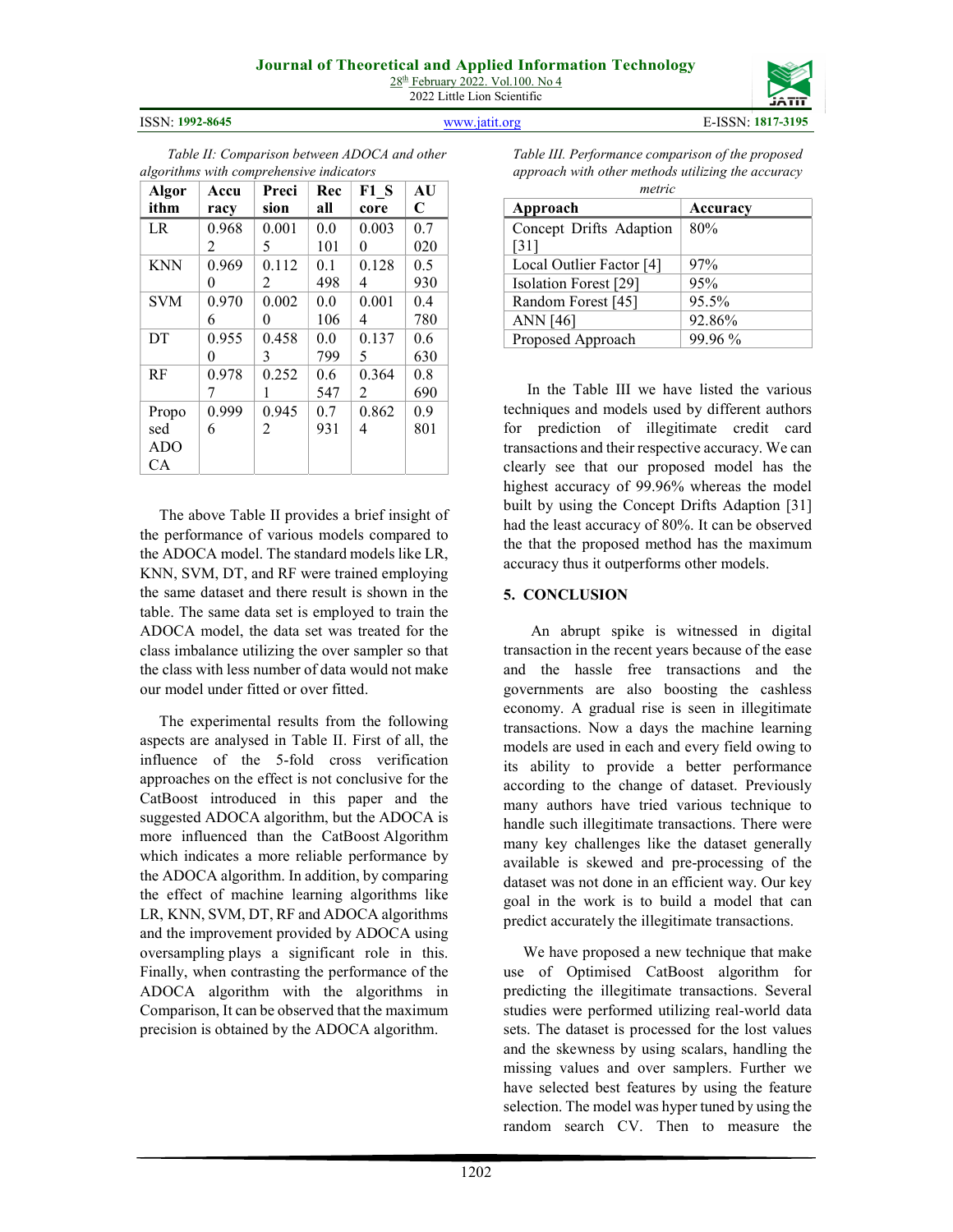*Table II: Comparison between ADOCA and other algorithms with comprehensive indicators*

| Algorithm | Accuracy | Precision | Recall | F1_Score | AUC |
|---|---|---|---|---|---|
| LR | 0.9682 | 0.0015 | 0.0101 | 0.0030 | 0.7020 |
| KNN | 0.9690 | 0.1122 | 0.1498 | 0.1284 | 0.5930 |
| SVM | 0.9706 | 0.0020 | 0.0106 | 0.0014 | 0.4780 |
| DT | 0.9550 | 0.4583 | 0.0799 | 0.1375 | 0.6630 |
| RF | 0.9787 | 0.2521 | 0.6547 | 0.3642 | 0.8690 |
| Proposed ADOCA | 0.9996 | 0.9452 | 0.7931 | 0.8624 | 0.9801 |

The above Table II provides a brief insight of the performance of various models compared to the ADOCA model. The standard models like LR, KNN, SVM, DT, and RF were trained employing the same dataset and there result is shown in the table. The same data set is employed to train the ADOCA model, the data set was treated for the class imbalance utilizing the over sampler so that the class with less number of data would not make our model under fitted or over fitted.

The experimental results from the following aspects are analysed in Table II. First of all, the influence of the 5-fold cross verification approaches on the effect is not conclusive for the CatBoost introduced in this paper and the suggested ADOCA algorithm, but the ADOCA is more influenced than the CatBoost Algorithm which indicates a more reliable performance by the ADOCA algorithm. In addition, by comparing the effect of machine learning algorithms like LR, KNN, SVM, DT, RF and ADOCA algorithms and the improvement provided by ADOCA using oversampling plays a significant role in this. Finally, when contrasting the performance of the ADOCA algorithm with the algorithms in Comparison, It can be observed that the maximum precision is obtained by the ADOCA algorithm.

*Table III. Performance comparison of the proposed approach with other methods utilizing the accuracy metric*

| Approach | Accuracy |
|---|---|
| Concept Drifts Adaption [31] | 80% |
| Local Outlier Factor [4] | 97% |
| Isolation Forest [29] | 95% |
| Random Forest [45] | 95.5% |
| ANN [46] | 92.86% |
| Proposed Approach | 99.96 % |

In the Table III we have listed the various techniques and models used by different authors for prediction of illegitimate credit card transactions and their respective accuracy. We can clearly see that our proposed model has the highest accuracy of 99.96% whereas the model built by using the Concept Drifts Adaption [31] had the least accuracy of 80%. It can be observed the that the proposed method has the maximum accuracy thus it outperforms other models.

## 5. CONCLUSION

An abrupt spike is witnessed in digital transaction in the recent years because of the ease and the hassle free transactions and the governments are also boosting the cashless economy. A gradual rise is seen in illegitimate transactions. Now a days the machine learning models are used in each and every field owing to its ability to provide a better performance according to the change of dataset. Previously many authors have tried various technique to handle such illegitimate transactions. There were many key challenges like the dataset generally available is skewed and pre-processing of the dataset was not done in an efficient way. Our key goal in the work is to build a model that can predict accurately the illegitimate transactions.

We have proposed a new technique that make use of Optimised CatBoost algorithm for predicting the illegitimate transactions. Several studies were performed utilizing real-world data sets. The dataset is processed for the lost values and the skewness by using scalars, handling the missing values and over samplers. Further we have selected best features by using the feature selection. The model was hyper tuned by using the random search CV. Then to measure the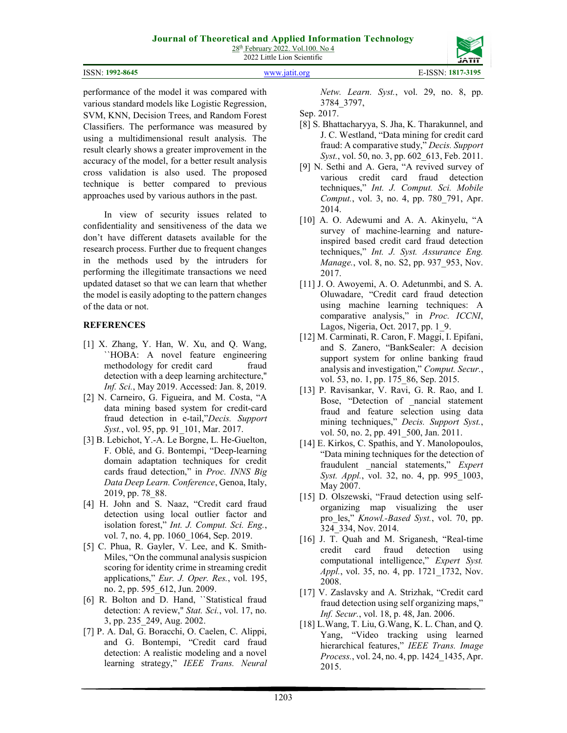performance of the model it was compared with various standard models like Logistic Regression, SVM, KNN, Decision Trees, and Random Forest Classifiers. The performance was measured by using a multidimensional result analysis. The result clearly shows a greater improvement in the accuracy of the model, for a better result analysis cross validation is also used. The proposed technique is better compared to previous approaches used by various authors in the past.

In view of security issues related to confidentiality and sensitiveness of the data we don't have different datasets available for the research process. Further due to frequent changes in the methods used by the intruders for performing the illegitimate transactions we need updated dataset so that we can learn that whether the model is easily adopting to the pattern changes of the data or not.

## REFERENCES

[1] X. Zhang, Y. Han, W. Xu, and Q. Wang, ``HOBA: A novel feature engineering methodology for credit card fraud detection with a deep learning architecture,'' *Inf. Sci.*, May 2019. Accessed: Jan. 8, 2019.

[2] N. Carneiro, G. Figueira, and M. Costa, "A data mining based system for credit-card fraud detection in e-tail,"*Decis. Support Syst.*, vol. 95, pp. 91_101, Mar. 2017.

[3] B. Lebichot, Y.-A. Le Borgne, L. He-Guelton, F. Oblé, and G. Bontempi, "Deep-learning domain adaptation techniques for credit cards fraud detection," in *Proc. INNS Big Data Deep Learn. Conference*, Genoa, Italy, 2019, pp. 78_88.

[4] H. John and S. Naaz, "Credit card fraud detection using local outlier factor and isolation forest," *Int. J. Comput. Sci. Eng.*, vol. 7, no. 4, pp. 1060_1064, Sep. 2019.

[5] C. Phua, R. Gayler, V. Lee, and K. Smith-Miles, "On the communal analysis suspicion scoring for identity crime in streaming credit applications," *Eur. J. Oper. Res.*, vol. 195, no. 2, pp. 595_612, Jun. 2009.

[6] R. Bolton and D. Hand, ``Statistical fraud detection: A review,'' *Stat. Sci.*, vol. 17, no. 3, pp. 235_249, Aug. 2002.

[7] P. A. Dal, G. Boracchi, O. Caelen, C. Alippi, and G. Bontempi, "Credit card fraud detection: A realistic modeling and a novel learning strategy," *IEEE Trans. Neural Netw. Learn. Syst.*, vol. 29, no. 8, pp. 3784_3797, Sep. 2017.

[8] S. Bhattacharyya, S. Jha, K. Tharakunnel, and J. C. Westland, "Data mining for credit card fraud: A comparative study," *Decis. Support Syst.*, vol. 50, no. 3, pp. 602_613, Feb. 2011.

[9] N. Sethi and A. Gera, "A revived survey of various credit card fraud detection techniques," *Int. J. Comput. Sci. Mobile Comput.*, vol. 3, no. 4, pp. 780_791, Apr. 2014.

[10] A. O. Adewumi and A. A. Akinyelu, "A survey of machine-learning and nature-inspired based credit card fraud detection techniques," *Int. J. Syst. Assurance Eng. Manage.*, vol. 8, no. S2, pp. 937_953, Nov. 2017.

[11] J. O. Awoyemi, A. O. Adetunmbi, and S. A. Oluwadare, "Credit card fraud detection using machine learning techniques: A comparative analysis," in *Proc. ICCNI*, Lagos, Nigeria, Oct. 2017, pp. 1_9.

[12] M. Carminati, R. Caron, F. Maggi, I. Epifani, and S. Zanero, "BankSealer: A decision support system for online banking fraud analysis and investigation," *Comput. Secur.*, vol. 53, no. 1, pp. 175_86, Sep. 2015.

[13] P. Ravisankar, V. Ravi, G. R. Rao, and I. Bose, "Detection of _nancial statement fraud and feature selection using data mining techniques," *Decis. Support Syst.*, vol. 50, no. 2, pp. 491_500, Jan. 2011.

[14] E. Kirkos, C. Spathis, and Y. Manolopoulos, "Data mining techniques for the detection of fraudulent _nancial statements," *Expert Syst. Appl.*, vol. 32, no. 4, pp. 995_1003, May 2007.

[15] D. Olszewski, "Fraud detection using self-organizing map visualizing the user pro_les," *Knowl.-Based Syst.*, vol. 70, pp. 324_334, Nov. 2014.

[16] J. T. Quah and M. Sriganesh, "Real-time credit card fraud detection using computational intelligence," *Expert Syst. Appl.*, vol. 35, no. 4, pp. 1721_1732, Nov. 2008.

[17] V. Zaslavsky and A. Strizhak, "Credit card fraud detection using self organizing maps," *Inf. Secur.*, vol. 18, p. 48, Jan. 2006.

[18] L.Wang, T. Liu, G.Wang, K. L. Chan, and Q. Yang, "Video tracking using learned hierarchical features," *IEEE Trans. Image Process.*, vol. 24, no. 4, pp. 1424_1435, Apr. 2015.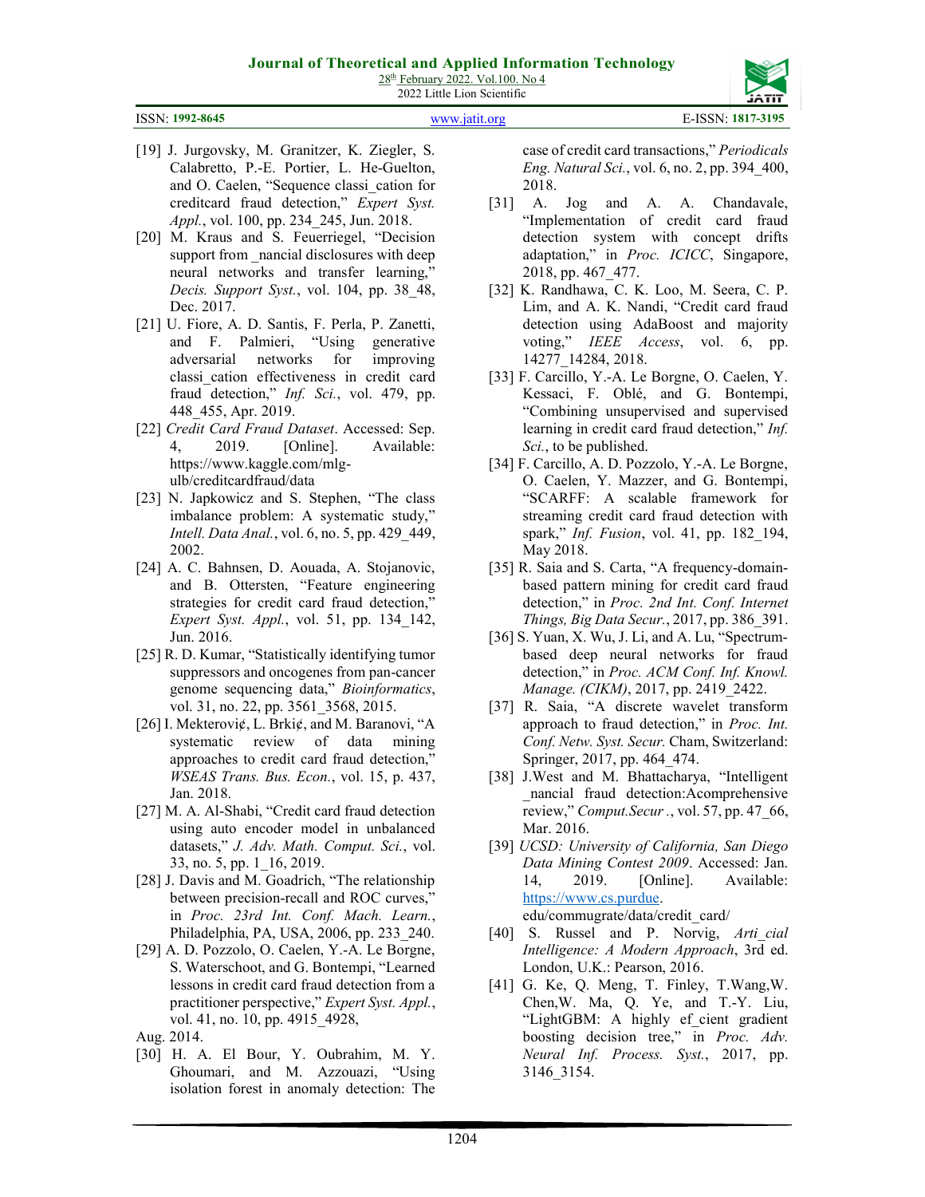[19] J. Jurgovsky, M. Granitzer, K. Ziegler, S. Calabretto, P.-E. Portier, L. He-Guelton, and O. Caelen, "Sequence classi_cation for creditcard fraud detection," *Expert Syst. Appl.*, vol. 100, pp. 234_245, Jun. 2018.

[20] M. Kraus and S. Feuerriegel, "Decision support from _nancial disclosures with deep neural networks and transfer learning," *Decis. Support Syst.*, vol. 104, pp. 38_48, Dec. 2017.

[21] U. Fiore, A. D. Santis, F. Perla, P. Zanetti, and F. Palmieri, "Using generative adversarial networks for improving classi_cation effectiveness in credit card fraud detection," *Inf. Sci.*, vol. 479, pp. 448_455, Apr. 2019.

[22] *Credit Card Fraud Dataset*. Accessed: Sep. 4, 2019. [Online]. Available: https://www.kaggle.com/mlg-ulb/creditcardfraud/data

[23] N. Japkowicz and S. Stephen, "The class imbalance problem: A systematic study," *Intell. Data Anal.*, vol. 6, no. 5, pp. 429_449, 2002.

[24] A. C. Bahnsen, D. Aouada, A. Stojanovic, and B. Ottersten, "Feature engineering strategies for credit card fraud detection," *Expert Syst. Appl.*, vol. 51, pp. 134_142, Jun. 2016.

[25] R. D. Kumar, "Statistically identifying tumor suppressors and oncogenes from pan-cancer genome sequencing data," *Bioinformatics*, vol. 31, no. 22, pp. 3561_3568, 2015.

[26] I. Mekterović, L. Brkić, and M. Baranovi, "A systematic review of data mining approaches to credit card fraud detection," *WSEAS Trans. Bus. Econ.*, vol. 15, p. 437, Jan. 2018.

[27] M. A. Al-Shabi, "Credit card fraud detection using auto encoder model in unbalanced datasets," *J. Adv. Math. Comput. Sci.*, vol. 33, no. 5, pp. 1_16, 2019.

[28] J. Davis and M. Goadrich, "The relationship between precision-recall and ROC curves," in *Proc. 23rd Int. Conf. Mach. Learn.*, Philadelphia, PA, USA, 2006, pp. 233_240.

[29] A. D. Pozzolo, O. Caelen, Y.-A. Le Borgne, S. Waterschoot, and G. Bontempi, "Learned lessons in credit card fraud detection from a practitioner perspective," *Expert Syst. Appl.*, vol. 41, no. 10, pp. 4915_4928, Aug. 2014.

[30] H. A. El Bour, Y. Oubrahim, M. Y. Ghoumari, and M. Azzouazi, "Using isolation forest in anomaly detection: The case of credit card transactions," *Periodicals Eng. Natural Sci.*, vol. 6, no. 2, pp. 394_400, 2018.

[31] A. Jog and A. A. Chandavale, "Implementation of credit card fraud detection system with concept drifts adaptation," in *Proc. ICICC*, Singapore, 2018, pp. 467_477.

[32] K. Randhawa, C. K. Loo, M. Seera, C. P. Lim, and A. K. Nandi, "Credit card fraud detection using AdaBoost and majority voting," *IEEE Access*, vol. 6, pp. 14277_14284, 2018.

[33] F. Carcillo, Y.-A. Le Borgne, O. Caelen, Y. Kessaci, F. Oblé, and G. Bontempi, "Combining unsupervised and supervised learning in credit card fraud detection," *Inf. Sci.*, to be published.

[34] F. Carcillo, A. D. Pozzolo, Y.-A. Le Borgne, O. Caelen, Y. Mazzer, and G. Bontempi, "SCARFF: A scalable framework for streaming credit card fraud detection with spark," *Inf. Fusion*, vol. 41, pp. 182_194, May 2018.

[35] R. Saia and S. Carta, "A frequency-domain-based pattern mining for credit card fraud detection," in *Proc. 2nd Int. Conf. Internet Things, Big Data Secur.*, 2017, pp. 386_391.

[36] S. Yuan, X. Wu, J. Li, and A. Lu, "Spectrum-based deep neural networks for fraud detection," in *Proc. ACM Conf. Inf. Knowl. Manage. (CIKM)*, 2017, pp. 2419_2422.

[37] R. Saia, "A discrete wavelet transform approach to fraud detection," in *Proc. Int. Conf. Netw. Syst. Secur.* Cham, Switzerland: Springer, 2017, pp. 464_474.

[38] J.West and M. Bhattacharya, "Intelligent _nancial fraud detection:Acomprehensive review," *Comput.Secur .*, vol. 57, pp. 47_66, Mar. 2016.

[39] *UCSD: University of California, San Diego Data Mining Contest 2009*. Accessed: Jan. 14, 2019. [Online]. Available: https://www.cs.purdue.edu/commugrate/data/credit_card/

[40] S. Russel and P. Norvig, *Arti_cial Intelligence: A Modern Approach*, 3rd ed. London, U.K.: Pearson, 2016.

[41] G. Ke, Q. Meng, T. Finley, T.Wang,W. Chen,W. Ma, Q. Ye, and T.-Y. Liu, "LightGBM: A highly ef_cient gradient boosting decision tree," in *Proc. Adv. Neural Inf. Process. Syst.*, 2017, pp. 3146_3154.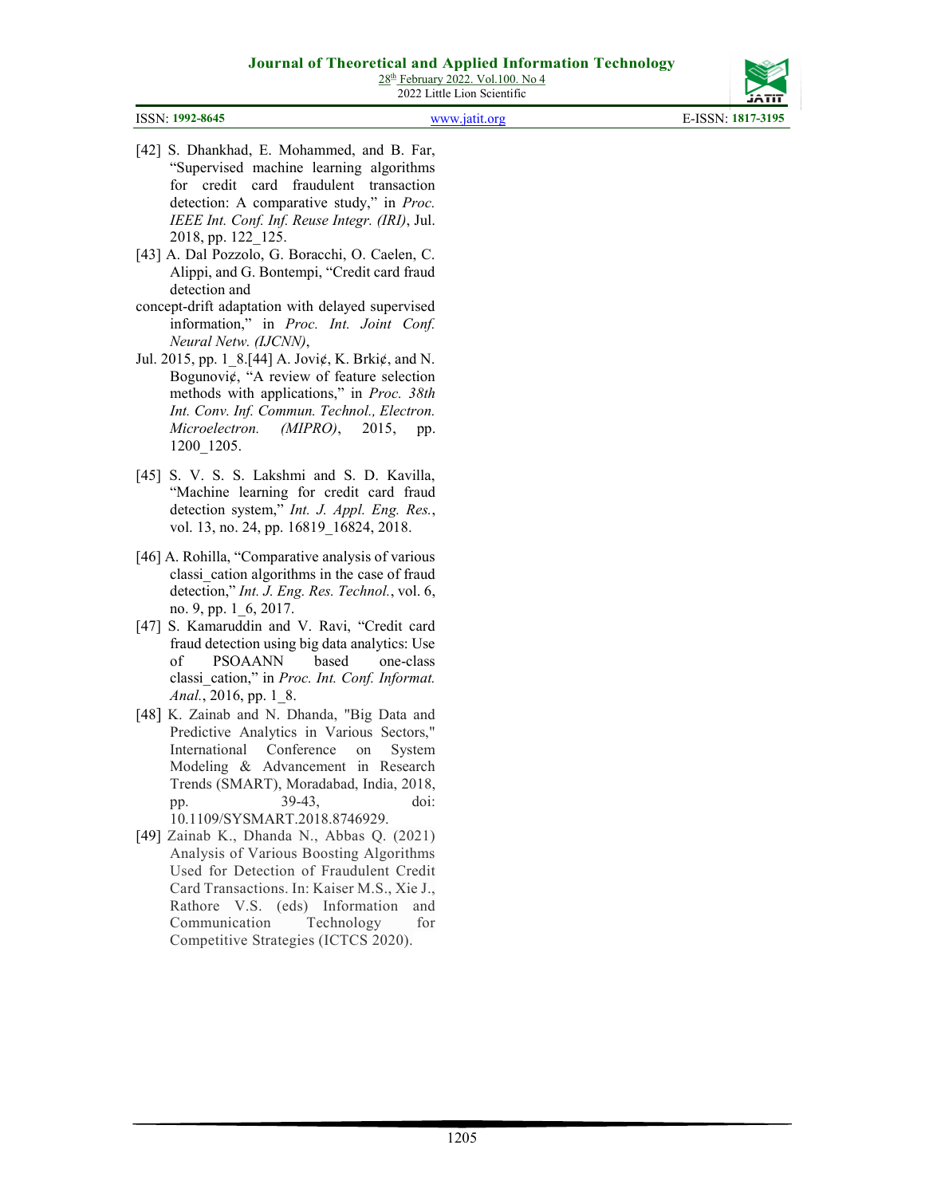[42] S. Dhankhad, E. Mohammed, and B. Far, "Supervised machine learning algorithms for credit card fraudulent transaction detection: A comparative study," in *Proc. IEEE Int. Conf. Inf. Reuse Integr. (IRI)*, Jul. 2018, pp. 122_125.

[43] A. Dal Pozzolo, G. Boracchi, O. Caelen, C. Alippi, and G. Bontempi, "Credit card fraud detection and concept-drift adaptation with delayed supervised information," in *Proc. Int. Joint Conf. Neural Netw. (IJCNN)*, Jul. 2015, pp. 1_8.

[44] A. Jovi¢, K. Brki¢, and N. Bogunovi¢, "A review of feature selection methods with applications," in *Proc. 38th Int. Conv. Inf. Commun. Technol., Electron. Microelectron. (MIPRO)*, 2015, pp. 1200_1205.

[45] S. V. S. S. Lakshmi and S. D. Kavilla, "Machine learning for credit card fraud detection system," *Int. J. Appl. Eng. Res.*, vol. 13, no. 24, pp. 16819_16824, 2018.

[46] A. Rohilla, "Comparative analysis of various classi_cation algorithms in the case of fraud detection," *Int. J. Eng. Res. Technol.*, vol. 6, no. 9, pp. 1_6, 2017.

[47] S. Kamaruddin and V. Ravi, "Credit card fraud detection using big data analytics: Use of PSOAANN based one-class classi_cation," in *Proc. Int. Conf. Informat. Anal.*, 2016, pp. 1_8.

[48] K. Zainab and N. Dhanda, "Big Data and Predictive Analytics in Various Sectors," International Conference on System Modeling & Advancement in Research Trends (SMART), Moradabad, India, 2018, pp. 39-43, doi: 10.1109/SYSMART.2018.8746929.

[49] Zainab K., Dhanda N., Abbas Q. (2021) Analysis of Various Boosting Algorithms Used for Detection of Fraudulent Credit Card Transactions. In: Kaiser M.S., Xie J., Rathore V.S. (eds) Information and Communication Technology for Competitive Strategies (ICTCS 2020).